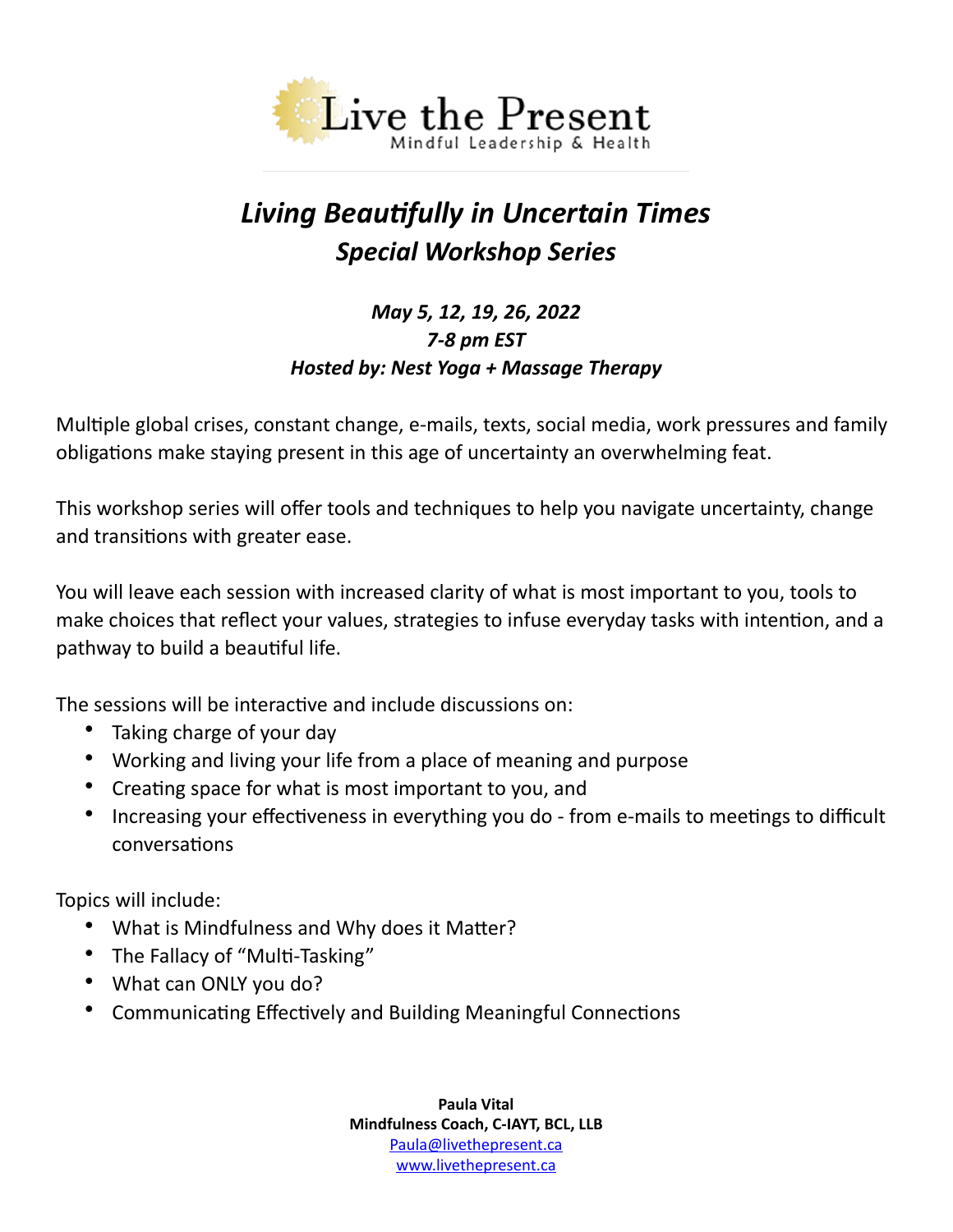Live the Present
Mindful Leadership & Health

# *Living Beautifully in Uncertain Times*
## *Special Workshop Series*

***May 5, 12, 19, 26, 2022***
***7-8 pm EST***
***Hosted by: Nest Yoga + Massage Therapy***

Multiple global crises, constant change, e-mails, texts, social media, work pressures and family obligations make staying present in this age of uncertainty an overwhelming feat.

This workshop series will offer tools and techniques to help you navigate uncertainty, change and transitions with greater ease.

You will leave each session with increased clarity of what is most important to you, tools to make choices that reflect your values, strategies to infuse everyday tasks with intention, and a pathway to build a beautiful life.

The sessions will be interactive and include discussions on:

- Taking charge of your day
- Working and living your life from a place of meaning and purpose
- Creating space for what is most important to you, and
- Increasing your effectiveness in everything you do - from e-mails to meetings to difficult conversations

Topics will include:

- What is Mindfulness and Why does it Matter?
- The Fallacy of "Multi-Tasking"
- What can ONLY you do?
- Communicating Effectively and Building Meaningful Connections

**Paula Vital**
**Mindfulness Coach, C-IAYT, BCL, LLB**
[Paula@livethepresent.ca](mailto:Paula@livethepresent.ca)
[www.livethepresent.ca](http://www.livethepresent.ca)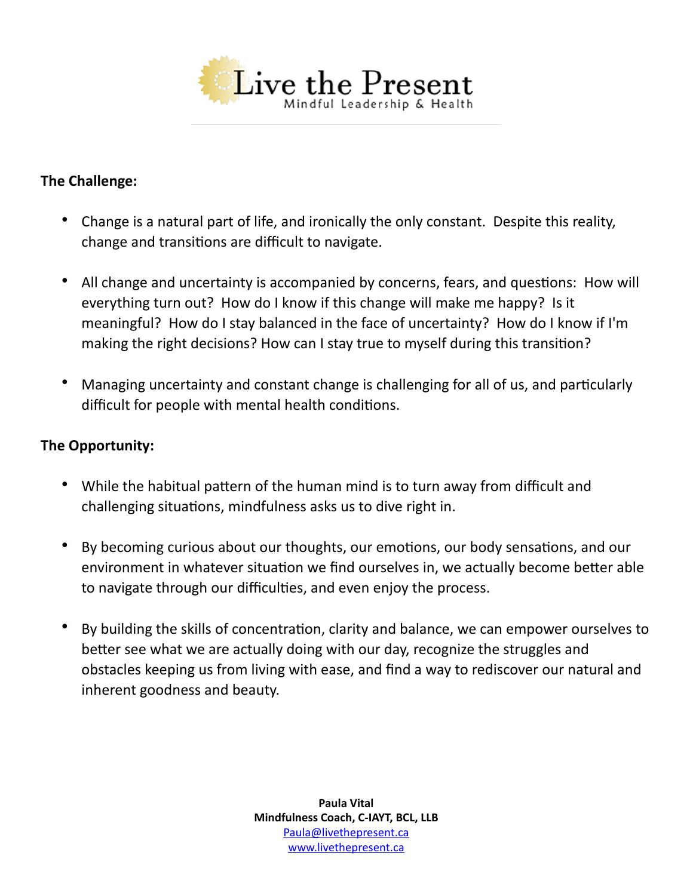# Live the Present

Mindful Leadership & Health

**The Challenge:**

- Change is a natural part of life, and ironically the only constant. Despite this reality, change and transitions are difficult to navigate.

- All change and uncertainty is accompanied by concerns, fears, and questions: How will everything turn out? How do I know if this change will make me happy? Is it meaningful? How do I stay balanced in the face of uncertainty? How do I know if I'm making the right decisions? How can I stay true to myself during this transition?

- Managing uncertainty and constant change is challenging for all of us, and particularly difficult for people with mental health conditions.

**The Opportunity:**

- While the habitual pattern of the human mind is to turn away from difficult and challenging situations, mindfulness asks us to dive right in.

- By becoming curious about our thoughts, our emotions, our body sensations, and our environment in whatever situation we find ourselves in, we actually become better able to navigate through our difficulties, and even enjoy the process.

- By building the skills of concentration, clarity and balance, we can empower ourselves to better see what we are actually doing with our day, recognize the struggles and obstacles keeping us from living with ease, and find a way to rediscover our natural and inherent goodness and beauty.

**Paula Vital**
**Mindfulness Coach, C-IAYT, BCL, LLB**
Paula@livethepresent.ca
www.livethepresent.ca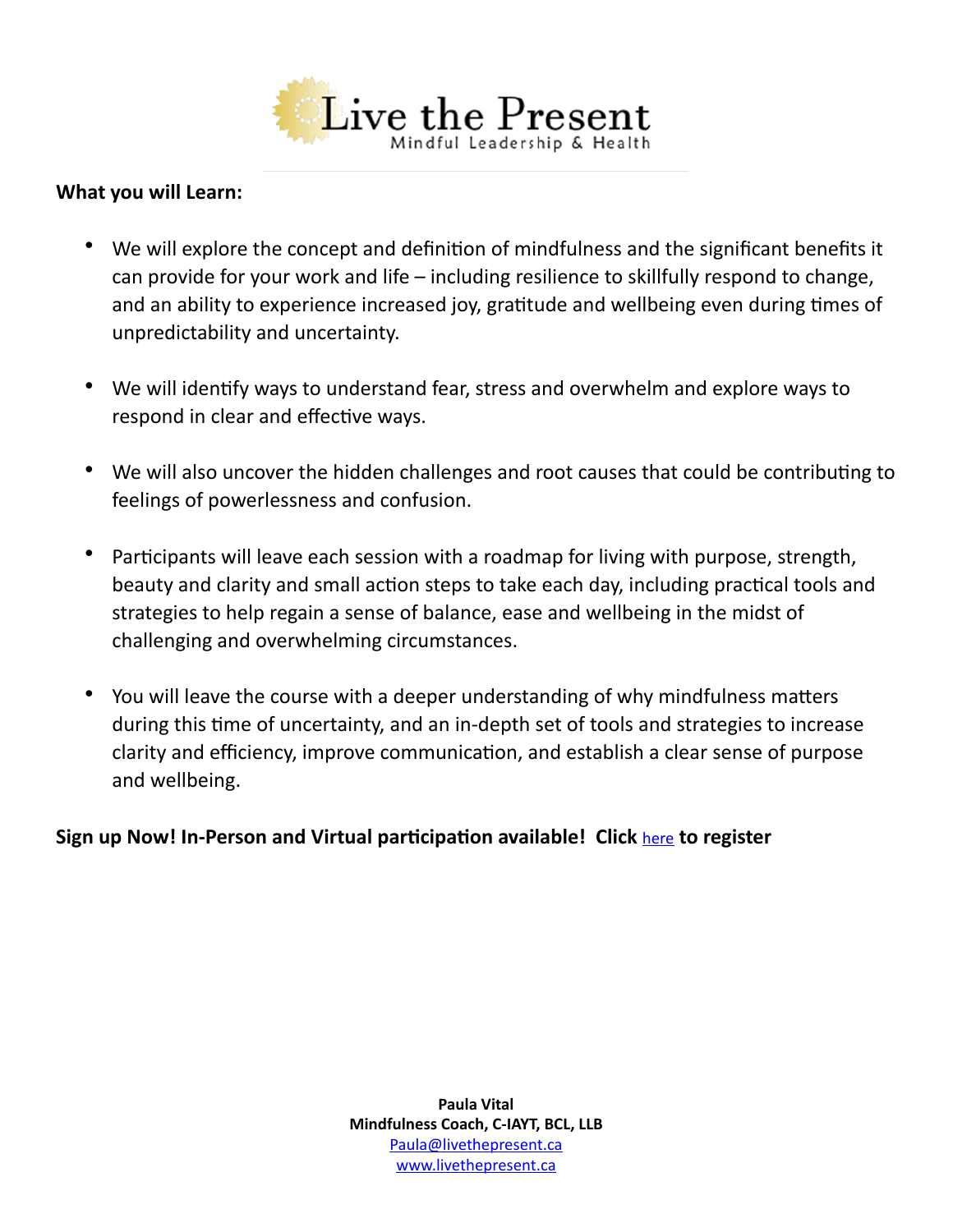**What you will Learn:**

- We will explore the concept and definition of mindfulness and the significant benefits it can provide for your work and life – including resilience to skillfully respond to change, and an ability to experience increased joy, gratitude and wellbeing even during times of unpredictability and uncertainty.
- We will identify ways to understand fear, stress and overwhelm and explore ways to respond in clear and effective ways.
- We will also uncover the hidden challenges and root causes that could be contributing to feelings of powerlessness and confusion.
- Participants will leave each session with a roadmap for living with purpose, strength, beauty and clarity and small action steps to take each day, including practical tools and strategies to help regain a sense of balance, ease and wellbeing in the midst of challenging and overwhelming circumstances.
- You will leave the course with a deeper understanding of why mindfulness matters during this time of uncertainty, and an in-depth set of tools and strategies to increase clarity and efficiency, improve communication, and establish a clear sense of purpose and wellbeing.

**Sign up Now! In-Person and Virtual participation available! Click** here **to register**

**Paula Vital**
**Mindfulness Coach, C-IAYT, BCL, LLB**
Paula@livethepresent.ca
www.livethepresent.ca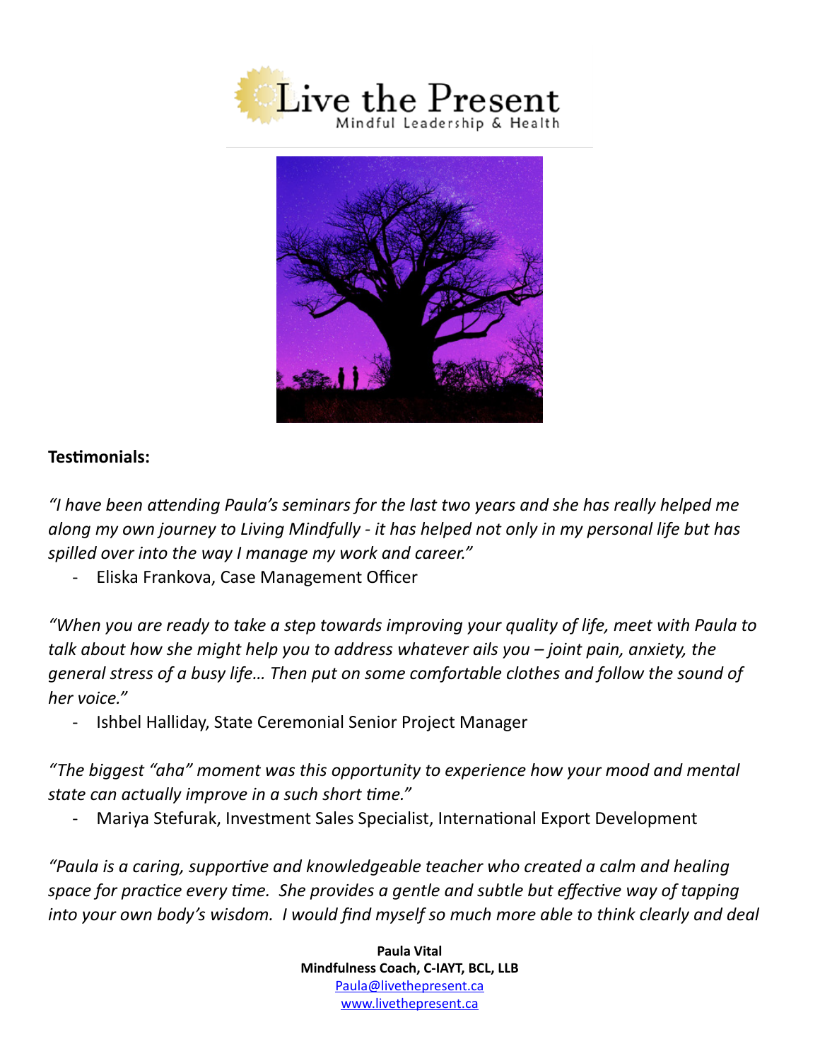**Testimonials:**

*"I have been attending Paula's seminars for the last two years and she has really helped me along my own journey to Living Mindfully - it has helped not only in my personal life but has spilled over into the way I manage my work and career."*

- Eliska Frankova, Case Management Officer

*"When you are ready to take a step towards improving your quality of life, meet with Paula to talk about how she might help you to address whatever ails you – joint pain, anxiety, the general stress of a busy life… Then put on some comfortable clothes and follow the sound of her voice."*

- Ishbel Halliday, State Ceremonial Senior Project Manager

*"The biggest "aha" moment was this opportunity to experience how your mood and mental state can actually improve in a such short time."*

- Mariya Stefurak, Investment Sales Specialist, International Export Development

*"Paula is a caring, supportive and knowledgeable teacher who created a calm and healing space for practice every time. She provides a gentle and subtle but effective way of tapping into your own body's wisdom. I would find myself so much more able to think clearly and deal*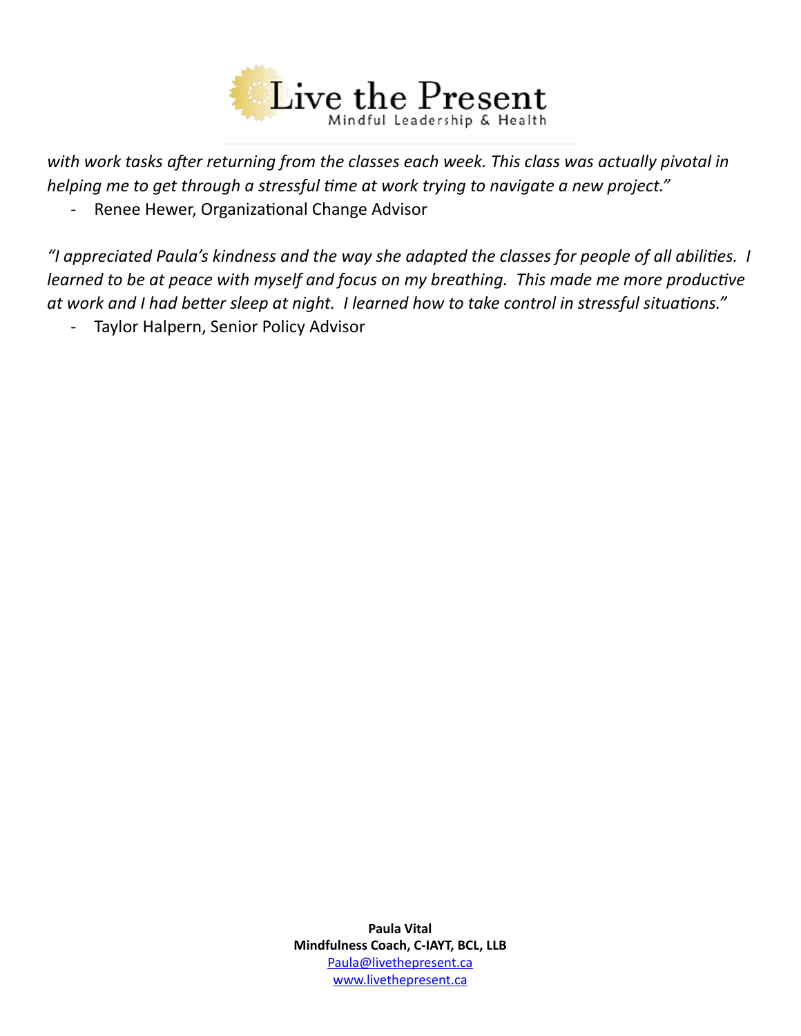*with work tasks after returning from the classes each week. This class was actually pivotal in helping me to get through a stressful time at work trying to navigate a new project."*

- Renee Hewer, Organizational Change Advisor

*"I appreciated Paula's kindness and the way she adapted the classes for people of all abilities. I learned to be at peace with myself and focus on my breathing. This made me more productive at work and I had better sleep at night. I learned how to take control in stressful situations."*

- Taylor Halpern, Senior Policy Advisor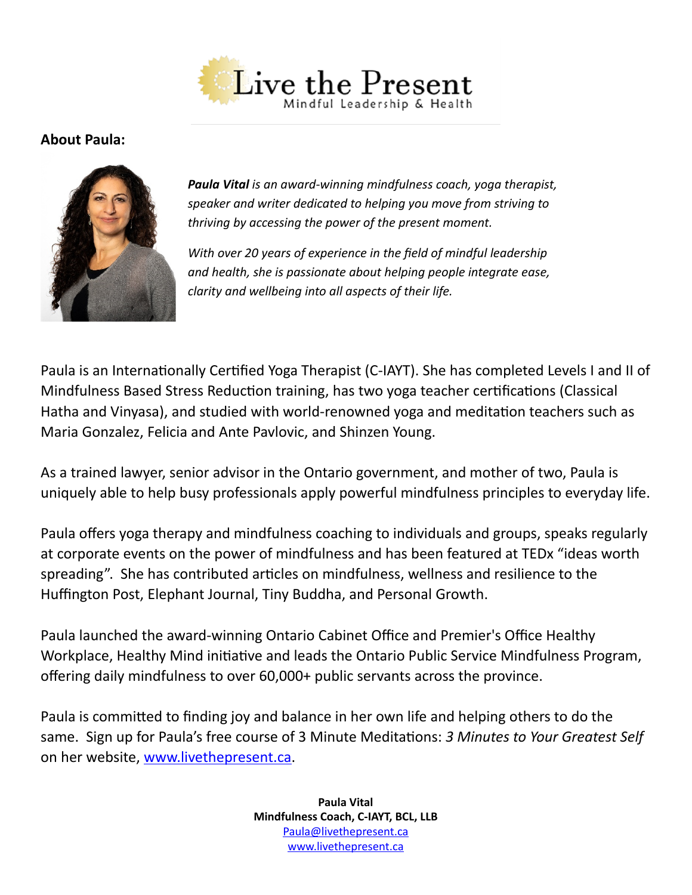Live the Present
Mindful Leadership & Health

**About Paula:**

***Paula Vital** is an award-winning mindfulness coach, yoga therapist, speaker and writer dedicated to helping you move from striving to thriving by accessing the power of the present moment.*

*With over 20 years of experience in the field of mindful leadership and health, she is passionate about helping people integrate ease, clarity and wellbeing into all aspects of their life.*

Paula is an Internationally Certified Yoga Therapist (C-IAYT). She has completed Levels I and II of Mindfulness Based Stress Reduction training, has two yoga teacher certifications (Classical Hatha and Vinyasa), and studied with world-renowned yoga and meditation teachers such as Maria Gonzalez, Felicia and Ante Pavlovic, and Shinzen Young.

As a trained lawyer, senior advisor in the Ontario government, and mother of two, Paula is uniquely able to help busy professionals apply powerful mindfulness principles to everyday life.

Paula offers yoga therapy and mindfulness coaching to individuals and groups, speaks regularly at corporate events on the power of mindfulness and has been featured at TEDx "ideas worth spreading". She has contributed articles on mindfulness, wellness and resilience to the Huffington Post, Elephant Journal, Tiny Buddha, and Personal Growth.

Paula launched the award-winning Ontario Cabinet Office and Premier's Office Healthy Workplace, Healthy Mind initiative and leads the Ontario Public Service Mindfulness Program, offering daily mindfulness to over 60,000+ public servants across the province.

Paula is committed to finding joy and balance in her own life and helping others to do the same. Sign up for Paula's free course of 3 Minute Meditations: *3 Minutes to Your Greatest Self* on her website, [www.livethepresent.ca](http://www.livethepresent.ca).

**Paula Vital**
**Mindfulness Coach, C-IAYT, BCL, LLB**
[Paula@livethepresent.ca](mailto:Paula@livethepresent.ca)
[www.livethepresent.ca](http://www.livethepresent.ca)